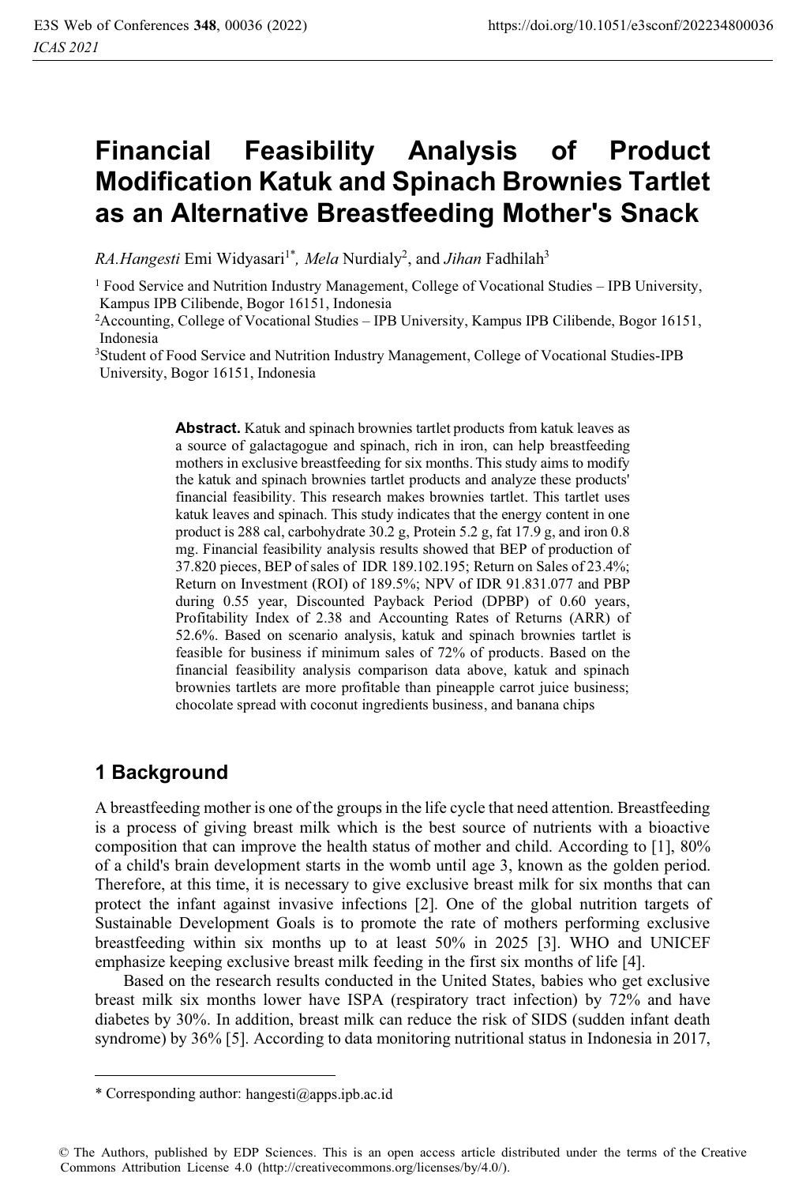# Financial Feasibility Analysis of Product Modification Katuk and Spinach Brownies Tartlet as an Alternative Breastfeeding Mother's Snack

*RA.Hangesti* Emi Widyasari[1*], *Mela* Nurdialy[2], and *Jihan* Fadhilah[3]

[1] Food Service and Nutrition Industry Management, College of Vocational Studies – IPB University, Kampus IPB Cilibende, Bogor 16151, Indonesia

[2] Accounting, College of Vocational Studies – IPB University, Kampus IPB Cilibende, Bogor 16151, Indonesia

[3] Student of Food Service and Nutrition Industry Management, College of Vocational Studies-IPB University, Bogor 16151, Indonesia

**Abstract.** Katuk and spinach brownies tartlet products from katuk leaves as a source of galactagogue and spinach, rich in iron, can help breastfeeding mothers in exclusive breastfeeding for six months. This study aims to modify the katuk and spinach brownies tartlet products and analyze these products' financial feasibility. This research makes brownies tartlet. This tartlet uses katuk leaves and spinach. This study indicates that the energy content in one product is 288 cal, carbohydrate 30.2 g, Protein 5.2 g, fat 17.9 g, and iron 0.8 mg. Financial feasibility analysis results showed that BEP of production of 37.820 pieces, BEP of sales of IDR 189.102.195; Return on Sales of 23.4%; Return on Investment (ROI) of 189.5%; NPV of IDR 91.831.077 and PBP during 0.55 year, Discounted Payback Period (DPBP) of 0.60 years, Profitability Index of 2.38 and Accounting Rates of Returns (ARR) of 52.6%. Based on scenario analysis, katuk and spinach brownies tartlet is feasible for business if minimum sales of 72% of products. Based on the financial feasibility analysis comparison data above, katuk and spinach brownies tartlets are more profitable than pineapple carrot juice business; chocolate spread with coconut ingredients business, and banana chips

## 1 Background

A breastfeeding mother is one of the groups in the life cycle that need attention. Breastfeeding is a process of giving breast milk which is the best source of nutrients with a bioactive composition that can improve the health status of mother and child. According to [1], 80% of a child's brain development starts in the womb until age 3, known as the golden period. Therefore, at this time, it is necessary to give exclusive breast milk for six months that can protect the infant against invasive infections [2]. One of the global nutrition targets of Sustainable Development Goals is to promote the rate of mothers performing exclusive breastfeeding within six months up to at least 50% in 2025 [3]. WHO and UNICEF emphasize keeping exclusive breast milk feeding in the first six months of life [4].

Based on the research results conducted in the United States, babies who get exclusive breast milk six months lower have ISPA (respiratory tract infection) by 72% and have diabetes by 30%. In addition, breast milk can reduce the risk of SIDS (sudden infant death syndrome) by 36% [5]. According to data monitoring nutritional status in Indonesia in 2017,

* Corresponding author: hangesti@apps.ipb.ac.id

© The Authors, published by EDP Sciences. This is an open access article distributed under the terms of the Creative Commons Attribution License 4.0 (http://creativecommons.org/licenses/by/4.0/).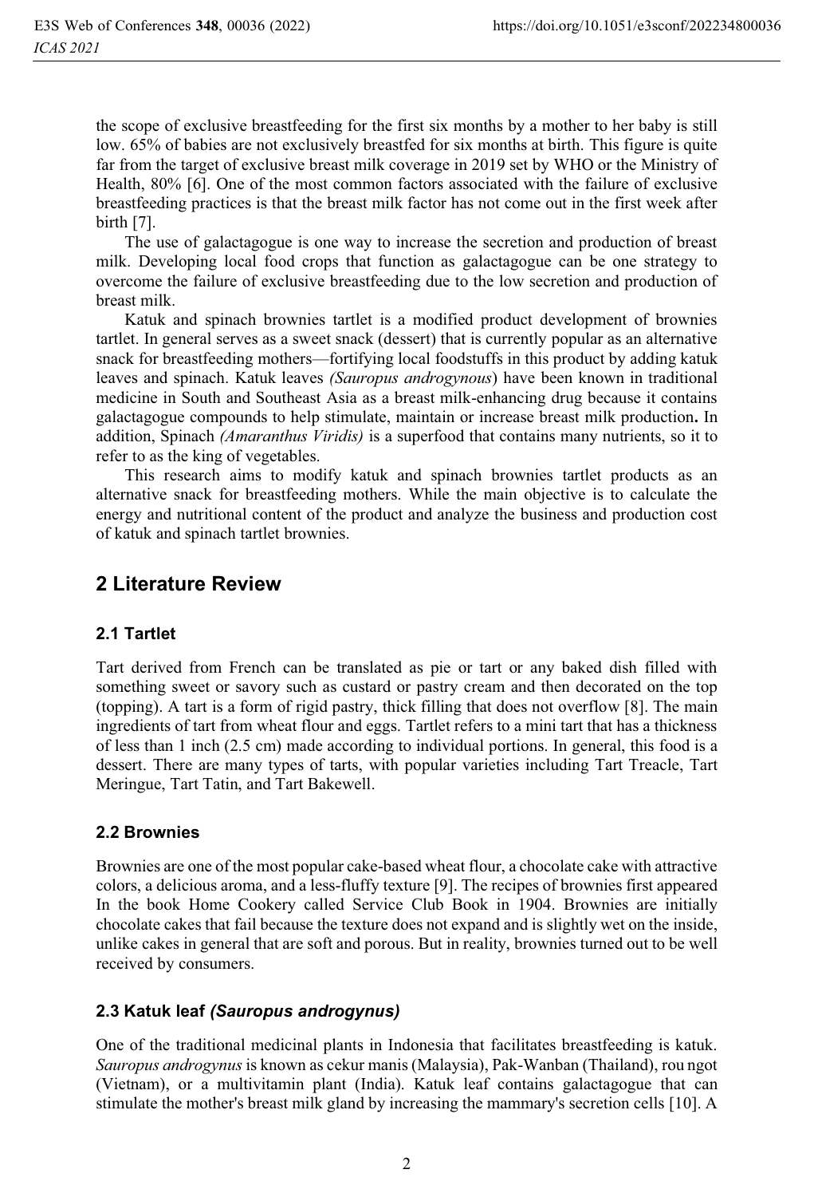the scope of exclusive breastfeeding for the first six months by a mother to her baby is still low. 65% of babies are not exclusively breastfed for six months at birth. This figure is quite far from the target of exclusive breast milk coverage in 2019 set by WHO or the Ministry of Health, 80% [6]. One of the most common factors associated with the failure of exclusive breastfeeding practices is that the breast milk factor has not come out in the first week after birth [7].

The use of galactagogue is one way to increase the secretion and production of breast milk. Developing local food crops that function as galactagogue can be one strategy to overcome the failure of exclusive breastfeeding due to the low secretion and production of breast milk.

Katuk and spinach brownies tartlet is a modified product development of brownies tartlet. In general serves as a sweet snack (dessert) that is currently popular as an alternative snack for breastfeeding mothers—fortifying local foodstuffs in this product by adding katuk leaves and spinach. Katuk leaves *(Sauropus androgynous*) have been known in traditional medicine in South and Southeast Asia as a breast milk-enhancing drug because it contains galactagogue compounds to help stimulate, maintain or increase breast milk production**.** In addition, Spinach *(Amaranthus Viridis)* is a superfood that contains many nutrients, so it to refer to as the king of vegetables.

This research aims to modify katuk and spinach brownies tartlet products as an alternative snack for breastfeeding mothers. While the main objective is to calculate the energy and nutritional content of the product and analyze the business and production cost of katuk and spinach tartlet brownies.

## 2 Literature Review

### 2.1 Tartlet

Tart derived from French can be translated as pie or tart or any baked dish filled with something sweet or savory such as custard or pastry cream and then decorated on the top (topping). A tart is a form of rigid pastry, thick filling that does not overflow [8]. The main ingredients of tart from wheat flour and eggs. Tartlet refers to a mini tart that has a thickness of less than 1 inch (2.5 cm) made according to individual portions. In general, this food is a dessert. There are many types of tarts, with popular varieties including Tart Treacle, Tart Meringue, Tart Tatin, and Tart Bakewell.

### 2.2 Brownies

Brownies are one of the most popular cake-based wheat flour, a chocolate cake with attractive colors, a delicious aroma, and a less-fluffy texture [9]. The recipes of brownies first appeared In the book Home Cookery called Service Club Book in 1904. Brownies are initially chocolate cakes that fail because the texture does not expand and is slightly wet on the inside, unlike cakes in general that are soft and porous. But in reality, brownies turned out to be well received by consumers.

### 2.3 Katuk leaf *(Sauropus androgynus)*

One of the traditional medicinal plants in Indonesia that facilitates breastfeeding is katuk. *Sauropus androgynus* is known as cekur manis (Malaysia), Pak-Wanban (Thailand), rou ngot (Vietnam), or a multivitamin plant (India). Katuk leaf contains galactagogue that can stimulate the mother's breast milk gland by increasing the mammary's secretion cells [10]. A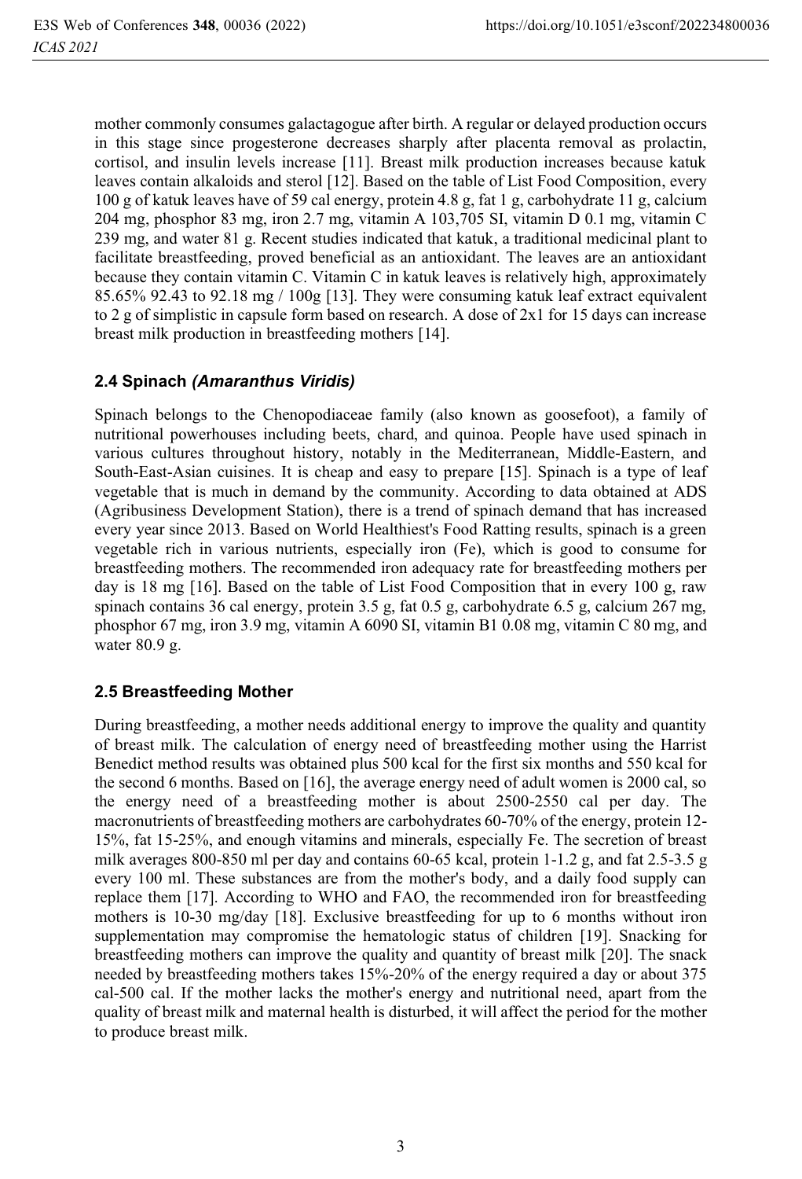mother commonly consumes galactagogue after birth. A regular or delayed production occurs in this stage since progesterone decreases sharply after placenta removal as prolactin, cortisol, and insulin levels increase [11]. Breast milk production increases because katuk leaves contain alkaloids and sterol [12]. Based on the table of List Food Composition, every 100 g of katuk leaves have of 59 cal energy, protein 4.8 g, fat 1 g, carbohydrate 11 g, calcium 204 mg, phosphor 83 mg, iron 2.7 mg, vitamin A 103,705 SI, vitamin D 0.1 mg, vitamin C 239 mg, and water 81 g. Recent studies indicated that katuk, a traditional medicinal plant to facilitate breastfeeding, proved beneficial as an antioxidant. The leaves are an antioxidant because they contain vitamin C. Vitamin C in katuk leaves is relatively high, approximately 85.65% 92.43 to 92.18 mg / 100g [13]. They were consuming katuk leaf extract equivalent to 2 g of simplistic in capsule form based on research. A dose of 2x1 for 15 days can increase breast milk production in breastfeeding mothers [14].

### 2.4 Spinach *(Amaranthus Viridis)*

Spinach belongs to the Chenopodiaceae family (also known as goosefoot), a family of nutritional powerhouses including beets, chard, and quinoa. People have used spinach in various cultures throughout history, notably in the Mediterranean, Middle-Eastern, and South-East-Asian cuisines. It is cheap and easy to prepare [15]. Spinach is a type of leaf vegetable that is much in demand by the community. According to data obtained at ADS (Agribusiness Development Station), there is a trend of spinach demand that has increased every year since 2013. Based on World Healthiest's Food Ratting results, spinach is a green vegetable rich in various nutrients, especially iron (Fe), which is good to consume for breastfeeding mothers. The recommended iron adequacy rate for breastfeeding mothers per day is 18 mg [16]. Based on the table of List Food Composition that in every 100 g, raw spinach contains 36 cal energy, protein 3.5 g, fat 0.5 g, carbohydrate 6.5 g, calcium 267 mg, phosphor 67 mg, iron 3.9 mg, vitamin A 6090 SI, vitamin B1 0.08 mg, vitamin C 80 mg, and water 80.9 g.

### 2.5 Breastfeeding Mother

During breastfeeding, a mother needs additional energy to improve the quality and quantity of breast milk. The calculation of energy need of breastfeeding mother using the Harrist Benedict method results was obtained plus 500 kcal for the first six months and 550 kcal for the second 6 months. Based on [16], the average energy need of adult women is 2000 cal, so the energy need of a breastfeeding mother is about 2500-2550 cal per day. The macronutrients of breastfeeding mothers are carbohydrates 60-70% of the energy, protein 12-15%, fat 15-25%, and enough vitamins and minerals, especially Fe. The secretion of breast milk averages 800-850 ml per day and contains 60-65 kcal, protein 1-1.2 g, and fat 2.5-3.5 g every 100 ml. These substances are from the mother's body, and a daily food supply can replace them [17]. According to WHO and FAO, the recommended iron for breastfeeding mothers is 10-30 mg/day [18]. Exclusive breastfeeding for up to 6 months without iron supplementation may compromise the hematologic status of children [19]. Snacking for breastfeeding mothers can improve the quality and quantity of breast milk [20]. The snack needed by breastfeeding mothers takes 15%-20% of the energy required a day or about 375 cal-500 cal. If the mother lacks the mother's energy and nutritional need, apart from the quality of breast milk and maternal health is disturbed, it will affect the period for the mother to produce breast milk.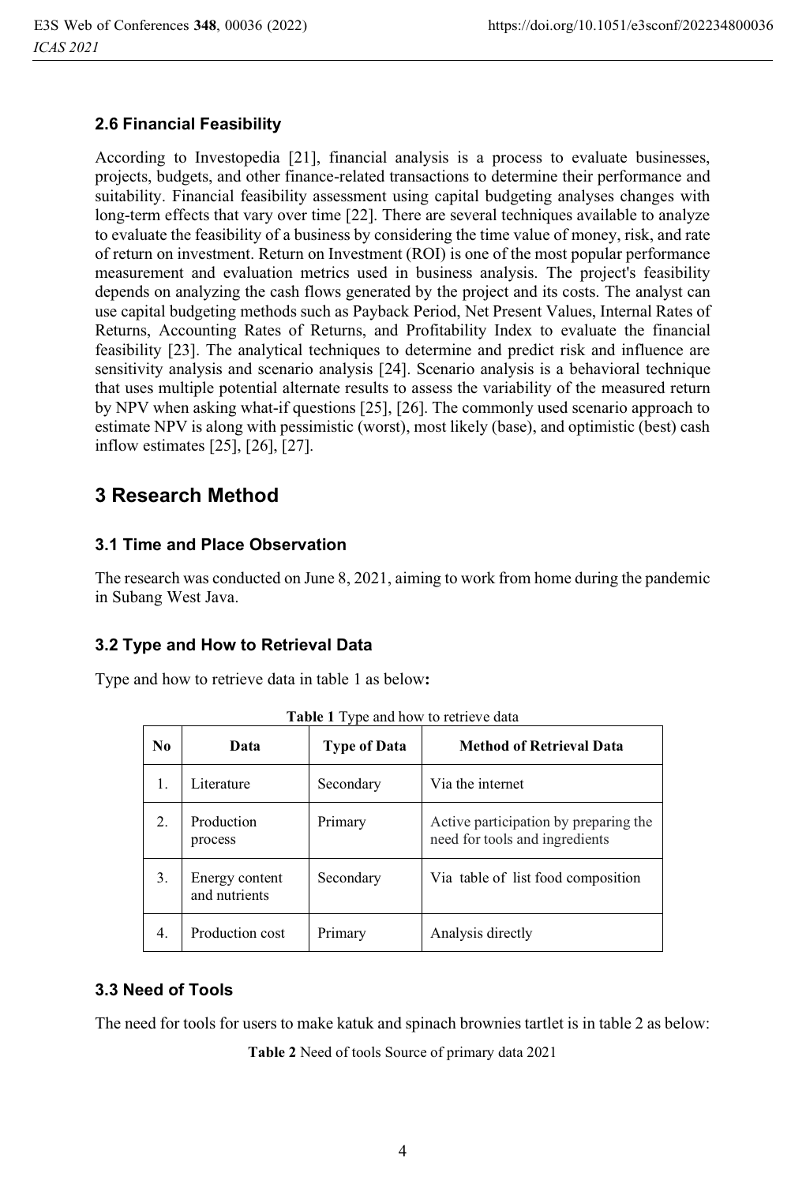### 2.6 Financial Feasibility

According to Investopedia [21], financial analysis is a process to evaluate businesses, projects, budgets, and other finance-related transactions to determine their performance and suitability. Financial feasibility assessment using capital budgeting analyses changes with long-term effects that vary over time [22]. There are several techniques available to analyze to evaluate the feasibility of a business by considering the time value of money, risk, and rate of return on investment. Return on Investment (ROI) is one of the most popular performance measurement and evaluation metrics used in business analysis. The project's feasibility depends on analyzing the cash flows generated by the project and its costs. The analyst can use capital budgeting methods such as Payback Period, Net Present Values, Internal Rates of Returns, Accounting Rates of Returns, and Profitability Index to evaluate the financial feasibility [23]. The analytical techniques to determine and predict risk and influence are sensitivity analysis and scenario analysis [24]. Scenario analysis is a behavioral technique that uses multiple potential alternate results to assess the variability of the measured return by NPV when asking what-if questions [25], [26]. The commonly used scenario approach to estimate NPV is along with pessimistic (worst), most likely (base), and optimistic (best) cash inflow estimates [25], [26], [27].

## 3 Research Method

### 3.1 Time and Place Observation

The research was conducted on June 8, 2021, aiming to work from home during the pandemic in Subang West Java.

### 3.2 Type and How to Retrieval Data

Type and how to retrieve data in table 1 as below**:**

**Table 1** Type and how to retrieve data

| No | Data | Type of Data | Method of Retrieval Data |
|---|---|---|---|
| 1. | Literature | Secondary | Via the internet |
| 2. | Production process | Primary | Active participation by preparing the need for tools and ingredients |
| 3. | Energy content and nutrients | Secondary | Via table of list food composition |
| 4. | Production cost | Primary | Analysis directly |

### 3.3 Need of Tools

The need for tools for users to make katuk and spinach brownies tartlet is in table 2 as below:

**Table 2** Need of tools Source of primary data 2021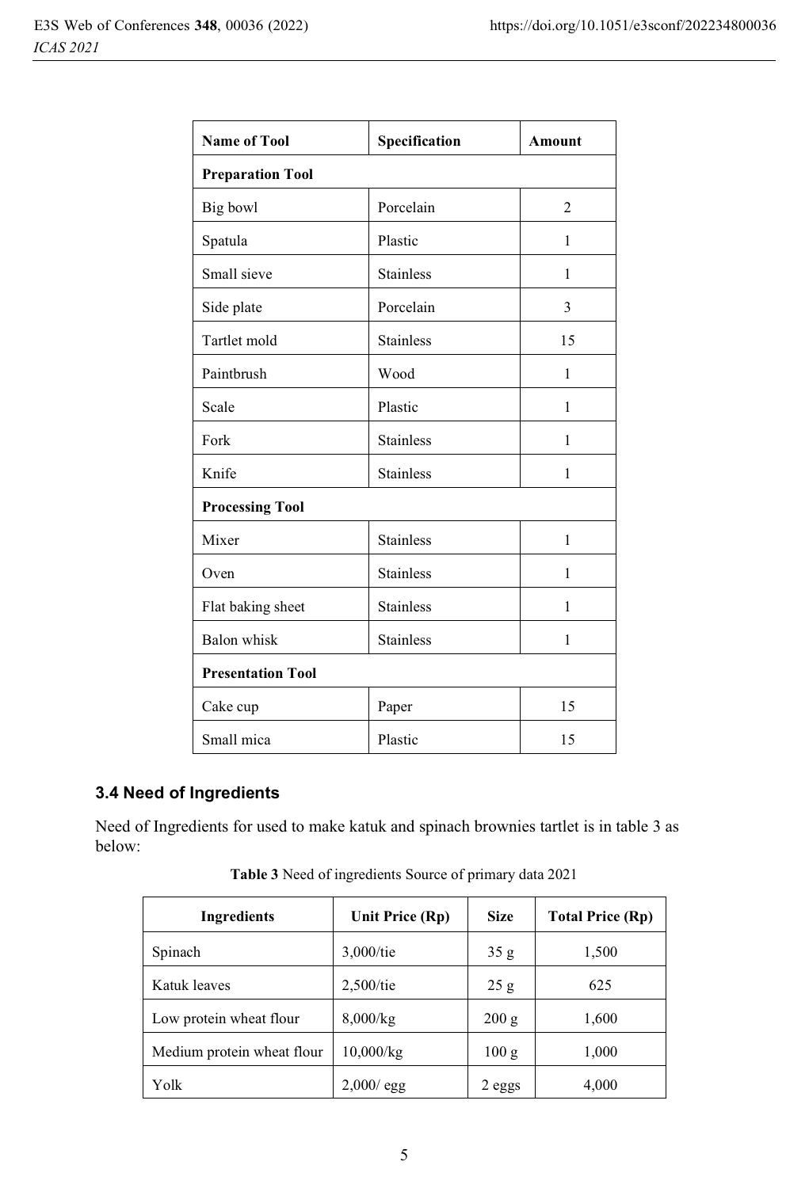| Name of Tool | Specification | Amount |
|---|---|---|
| **Preparation Tool** | | |
| Big bowl | Porcelain | 2 |
| Spatula | Plastic | 1 |
| Small sieve | Stainless | 1 |
| Side plate | Porcelain | 3 |
| Tartlet mold | Stainless | 15 |
| Paintbrush | Wood | 1 |
| Scale | Plastic | 1 |
| Fork | Stainless | 1 |
| Knife | Stainless | 1 |
| **Processing Tool** | | |
| Mixer | Stainless | 1 |
| Oven | Stainless | 1 |
| Flat baking sheet | Stainless | 1 |
| Balon whisk | Stainless | 1 |
| **Presentation Tool** | | |
| Cake cup | Paper | 15 |
| Small mica | Plastic | 15 |

### 3.4 Need of Ingredients

Need of Ingredients for used to make katuk and spinach brownies tartlet is in table 3 as below:

**Table 3** Need of ingredients Source of primary data 2021

| Ingredients | Unit Price (Rp) | Size | Total Price (Rp) |
|---|---|---|---|
| Spinach | 3,000/tie | 35 g | 1,500 |
| Katuk leaves | 2,500/tie | 25 g | 625 |
| Low protein wheat flour | 8,000/kg | 200 g | 1,600 |
| Medium protein wheat flour | 10,000/kg | 100 g | 1,000 |
| Yolk | 2,000/ egg | 2 eggs | 4,000 |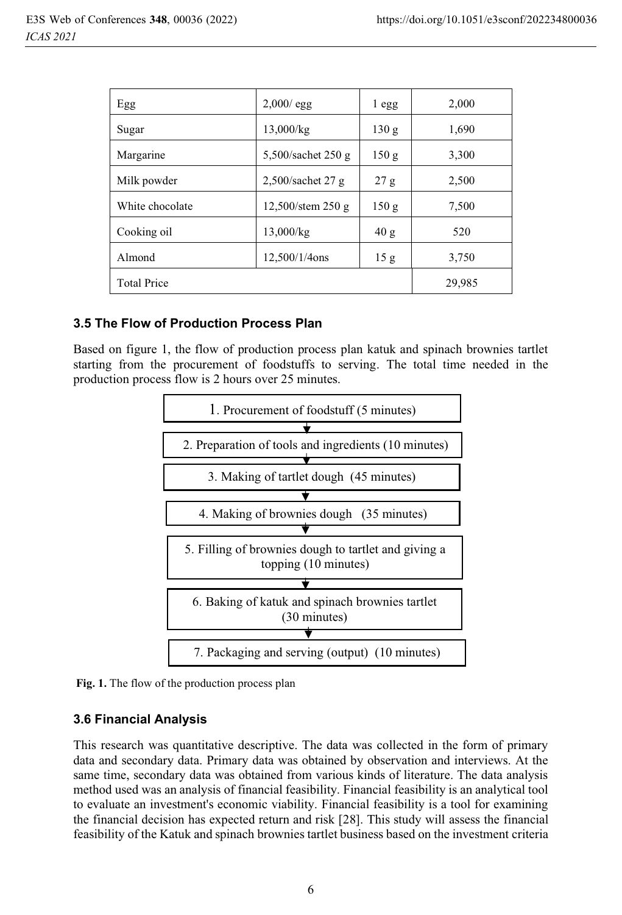| Egg | 2,000/ egg | 1 egg | 2,000 |
|---|---|---|---|
| Sugar | 13,000/kg | 130 g | 1,690 |
| Margarine | 5,500/sachet 250 g | 150 g | 3,300 |
| Milk powder | 2,500/sachet 27 g | 27 g | 2,500 |
| White chocolate | 12,500/stem 250 g | 150 g | 7,500 |
| Cooking oil | 13,000/kg | 40 g | 520 |
| Almond | 12,500/1/4ons | 15 g | 3,750 |
| Total Price | | | 29,985 |

### 3.5 The Flow of Production Process Plan

Based on figure 1, the flow of production process plan katuk and spinach brownies tartlet starting from the procurement of foodstuffs to serving. The total time needed in the production process flow is 2 hours over 25 minutes.

1. Procurement of foodstuff (5 minutes)
2. Preparation of tools and ingredients (10 minutes)
3. Making of tartlet dough (45 minutes)
4. Making of brownies dough (35 minutes)
5. Filling of brownies dough to tartlet and giving a topping (10 minutes)
6. Baking of katuk and spinach brownies tartlet (30 minutes)
7. Packaging and serving (output) (10 minutes)

**Fig. 1.** The flow of the production process plan

### 3.6 Financial Analysis

This research was quantitative descriptive. The data was collected in the form of primary data and secondary data. Primary data was obtained by observation and interviews. At the same time, secondary data was obtained from various kinds of literature. The data analysis method used was an analysis of financial feasibility. Financial feasibility is an analytical tool to evaluate an investment's economic viability. Financial feasibility is a tool for examining the financial decision has expected return and risk [28]. This study will assess the financial feasibility of the Katuk and spinach brownies tartlet business based on the investment criteria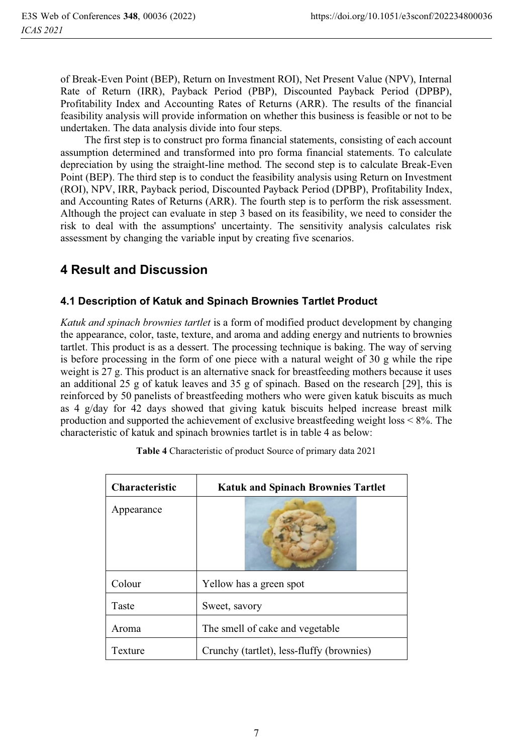of Break-Even Point (BEP), Return on Investment ROI), Net Present Value (NPV), Internal Rate of Return (IRR), Payback Period (PBP), Discounted Payback Period (DPBP), Profitability Index and Accounting Rates of Returns (ARR). The results of the financial feasibility analysis will provide information on whether this business is feasible or not to be undertaken. The data analysis divide into four steps.

The first step is to construct pro forma financial statements, consisting of each account assumption determined and transformed into pro forma financial statements. To calculate depreciation by using the straight-line method. The second step is to calculate Break-Even Point (BEP). The third step is to conduct the feasibility analysis using Return on Investment (ROI), NPV, IRR, Payback period, Discounted Payback Period (DPBP), Profitability Index, and Accounting Rates of Returns (ARR). The fourth step is to perform the risk assessment. Although the project can evaluate in step 3 based on its feasibility, we need to consider the risk to deal with the assumptions' uncertainty. The sensitivity analysis calculates risk assessment by changing the variable input by creating five scenarios.

## 4 Result and Discussion

### 4.1 Description of Katuk and Spinach Brownies Tartlet Product

*Katuk and spinach brownies tartlet* is a form of modified product development by changing the appearance, color, taste, texture, and aroma and adding energy and nutrients to brownies tartlet. This product is as a dessert. The processing technique is baking. The way of serving is before processing in the form of one piece with a natural weight of 30 g while the ripe weight is 27 g. This product is an alternative snack for breastfeeding mothers because it uses an additional 25 g of katuk leaves and 35 g of spinach. Based on the research [29], this is reinforced by 50 panelists of breastfeeding mothers who were given katuk biscuits as much as 4 g/day for 42 days showed that giving katuk biscuits helped increase breast milk production and supported the achievement of exclusive breastfeeding weight loss < 8%. The characteristic of katuk and spinach brownies tartlet is in table 4 as below:

**Table 4** Characteristic of product Source of primary data 2021

| Characteristic | Katuk and Spinach Brownies Tartlet |
|---|---|
| Appearance | |
| Colour | Yellow has a green spot |
| Taste | Sweet, savory |
| Aroma | The smell of cake and vegetable |
| Texture | Crunchy (tartlet), less-fluffy (brownies) |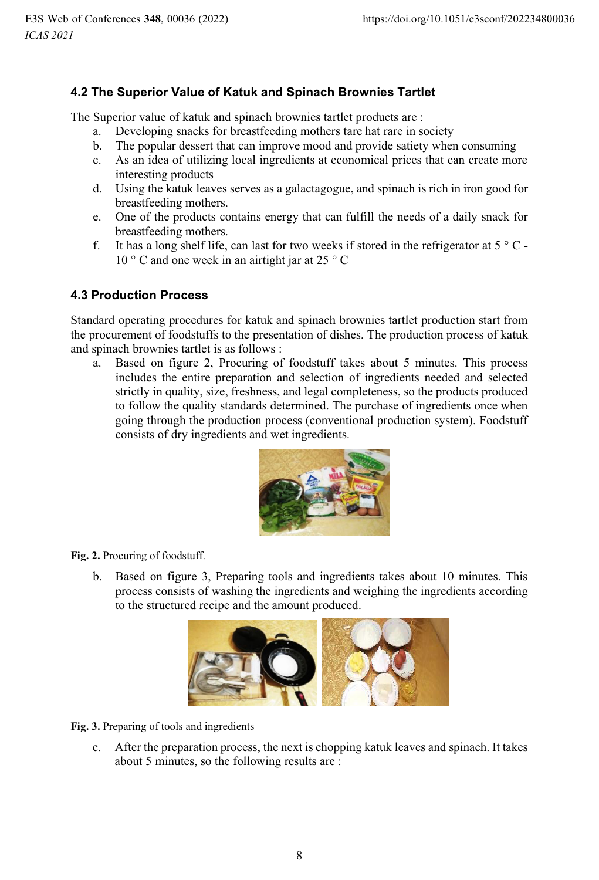### 4.2 The Superior Value of Katuk and Spinach Brownies Tartlet

The Superior value of katuk and spinach brownies tartlet products are :

a. Developing snacks for breastfeeding mothers tare hat rare in society
b. The popular dessert that can improve mood and provide satiety when consuming
c. As an idea of utilizing local ingredients at economical prices that can create more interesting products
d. Using the katuk leaves serves as a galactagogue, and spinach is rich in iron good for breastfeeding mothers.
e. One of the products contains energy that can fulfill the needs of a daily snack for breastfeeding mothers.
f. It has a long shelf life, can last for two weeks if stored in the refrigerator at 5 ° C - 10 ° C and one week in an airtight jar at 25 ° C

### 4.3 Production Process

Standard operating procedures for katuk and spinach brownies tartlet production start from the procurement of foodstuffs to the presentation of dishes. The production process of katuk and spinach brownies tartlet is as follows :

a. Based on figure 2, Procuring of foodstuff takes about 5 minutes. This process includes the entire preparation and selection of ingredients needed and selected strictly in quality, size, freshness, and legal completeness, so the products produced to follow the quality standards determined. The purchase of ingredients once when going through the production process (conventional production system). Foodstuff consists of dry ingredients and wet ingredients.

**Fig. 2.** Procuring of foodstuff.

b. Based on figure 3, Preparing tools and ingredients takes about 10 minutes. This process consists of washing the ingredients and weighing the ingredients according to the structured recipe and the amount produced.

**Fig. 3.** Preparing of tools and ingredients

c. After the preparation process, the next is chopping katuk leaves and spinach. It takes about 5 minutes, so the following results are :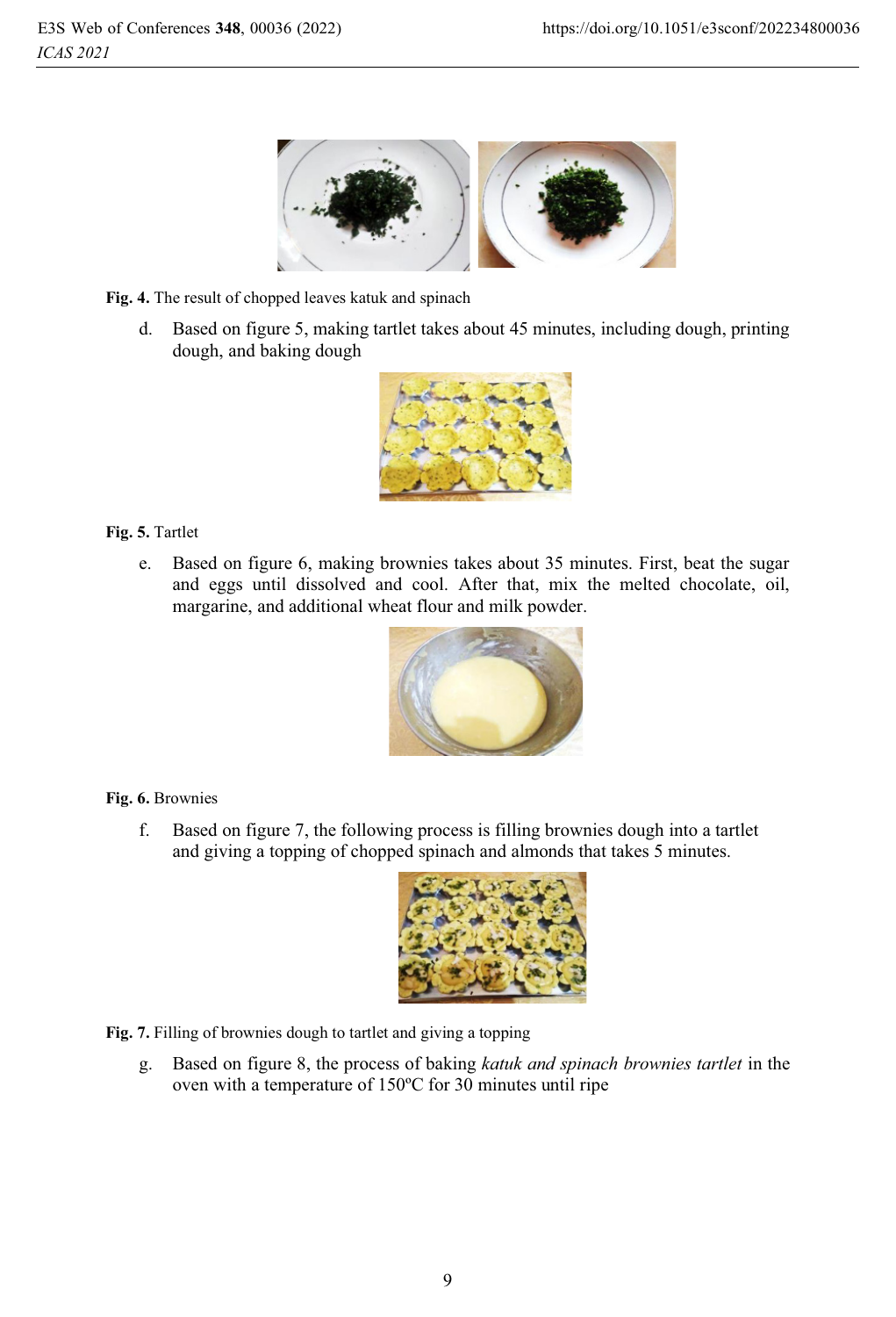Fig. 4. The result of chopped leaves katuk and spinach

d. Based on figure 5, making tartlet takes about 45 minutes, including dough, printing dough, and baking dough

Fig. 5. Tartlet

e. Based on figure 6, making brownies takes about 35 minutes. First, beat the sugar and eggs until dissolved and cool. After that, mix the melted chocolate, oil, margarine, and additional wheat flour and milk powder.

Fig. 6. Brownies

f. Based on figure 7, the following process is filling brownies dough into a tartlet and giving a topping of chopped spinach and almonds that takes 5 minutes.

Fig. 7. Filling of brownies dough to tartlet and giving a topping

g. Based on figure 8, the process of baking *katuk and spinach brownies tartlet* in the oven with a temperature of 150ºC for 30 minutes until ripe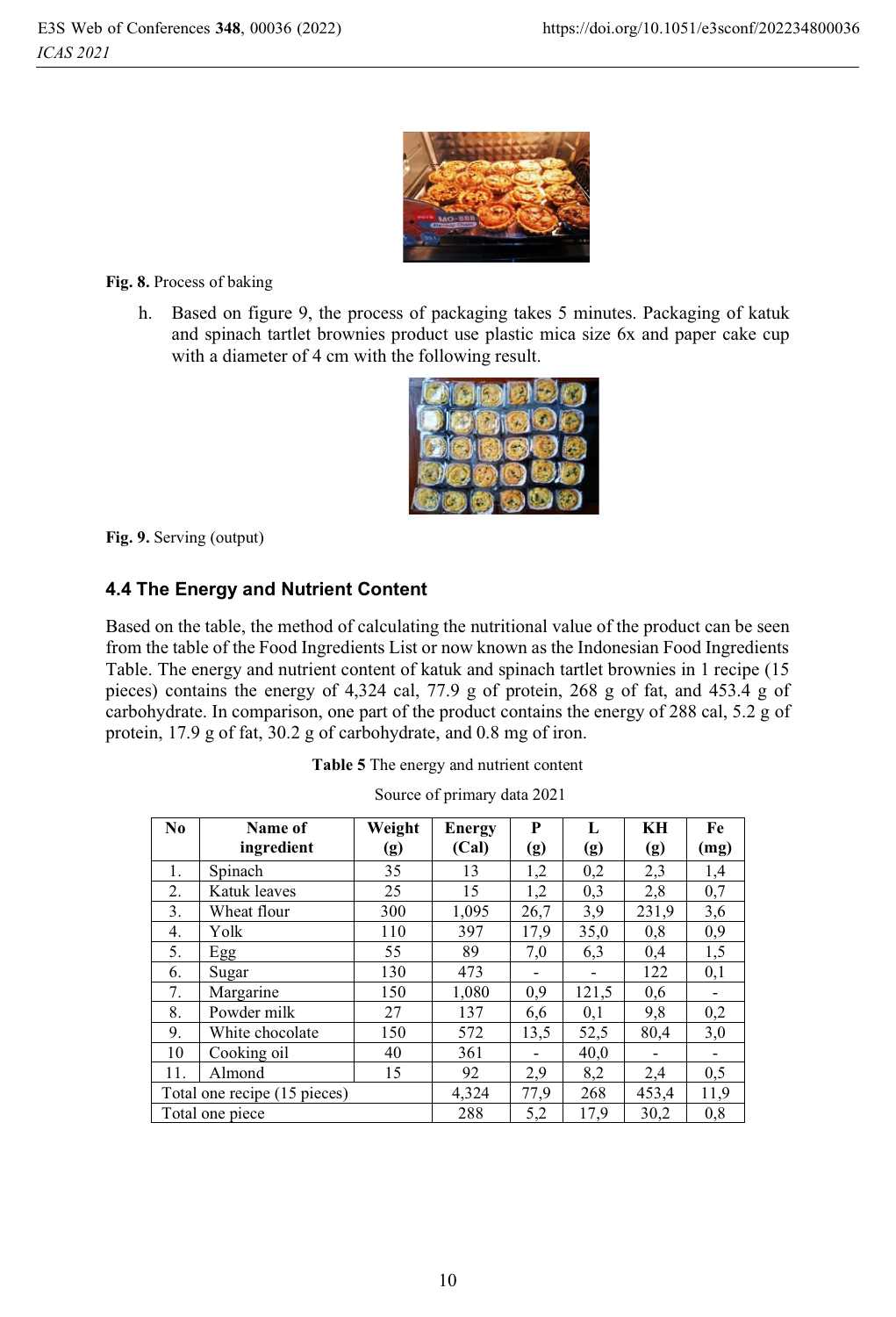Fig. 8. Process of baking

h. Based on figure 9, the process of packaging takes 5 minutes. Packaging of katuk and spinach tartlet brownies product use plastic mica size 6x and paper cake cup with a diameter of 4 cm with the following result.

Fig. 9. Serving (output)

### 4.4 The Energy and Nutrient Content

Based on the table, the method of calculating the nutritional value of the product can be seen from the table of the Food Ingredients List or now known as the Indonesian Food Ingredients Table. The energy and nutrient content of katuk and spinach tartlet brownies in 1 recipe (15 pieces) contains the energy of 4,324 cal, 77.9 g of protein, 268 g of fat, and 453.4 g of carbohydrate. In comparison, one part of the product contains the energy of 288 cal, 5.2 g of protein, 17.9 g of fat, 30.2 g of carbohydrate, and 0.8 mg of iron.

**Table 5** The energy and nutrient content

Source of primary data 2021

| No | Name of ingredient | Weight (g) | Energy (Cal) | P (g) | L (g) | KH (g) | Fe (mg) |
|---|---|---|---|---|---|---|---|
| 1. | Spinach | 35 | 13 | 1,2 | 0,2 | 2,3 | 1,4 |
| 2. | Katuk leaves | 25 | 15 | 1,2 | 0,3 | 2,8 | 0,7 |
| 3. | Wheat flour | 300 | 1,095 | 26,7 | 3,9 | 231,9 | 3,6 |
| 4. | Yolk | 110 | 397 | 17,9 | 35,0 | 0,8 | 0,9 |
| 5. | Egg | 55 | 89 | 7,0 | 6,3 | 0,4 | 1,5 |
| 6. | Sugar | 130 | 473 | - | - | 122 | 0,1 |
| 7. | Margarine | 150 | 1,080 | 0,9 | 121,5 | 0,6 | - |
| 8. | Powder milk | 27 | 137 | 6,6 | 0,1 | 9,8 | 0,2 |
| 9. | White chocolate | 150 | 572 | 13,5 | 52,5 | 80,4 | 3,0 |
| 10 | Cooking oil | 40 | 361 | - | 40,0 | - | - |
| 11. | Almond | 15 | 92 | 2,9 | 8,2 | 2,4 | 0,5 |
| Total one recipe (15 pieces) | | | 4,324 | 77,9 | 268 | 453,4 | 11,9 |
| Total one piece | | | 288 | 5,2 | 17,9 | 30,2 | 0,8 |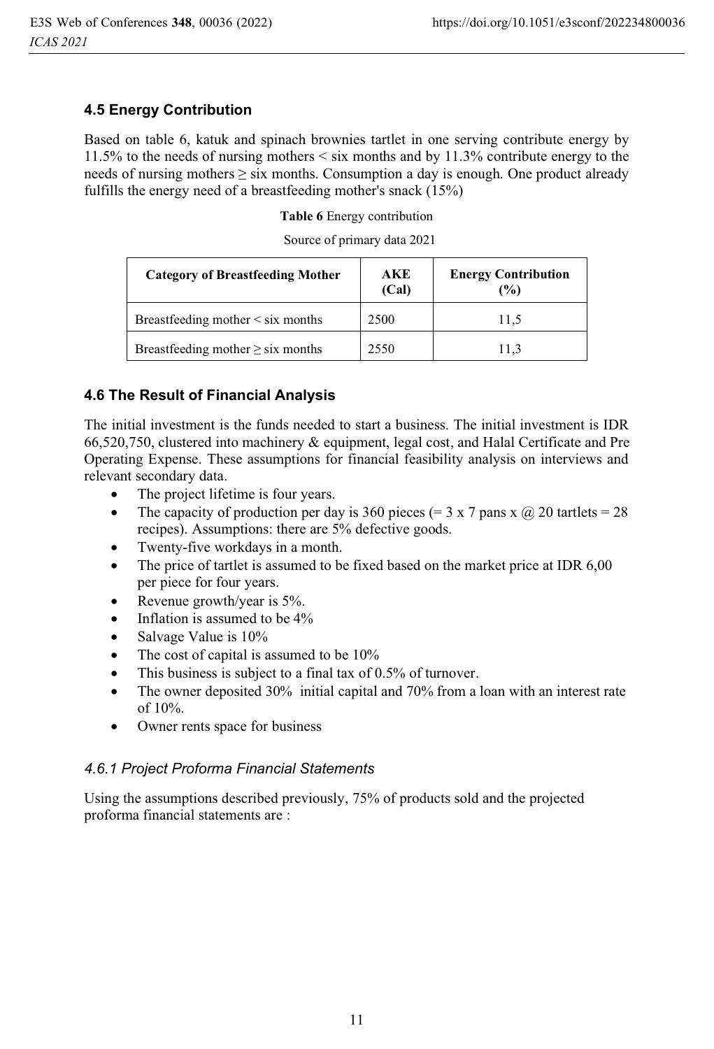### 4.5 Energy Contribution

Based on table 6, katuk and spinach brownies tartlet in one serving contribute energy by 11.5% to the needs of nursing mothers < six months and by 11.3% contribute energy to the needs of nursing mothers ≥ six months. Consumption a day is enough. One product already fulfills the energy need of a breastfeeding mother's snack (15%)

**Table 6** Energy contribution

Source of primary data 2021

| Category of Breastfeeding Mother | AKE (Cal) | Energy Contribution (%) |
|---|---|---|
| Breastfeeding mother < six months | 2500 | 11,5 |
| Breastfeeding mother ≥ six months | 2550 | 11,3 |

### 4.6 The Result of Financial Analysis

The initial investment is the funds needed to start a business. The initial investment is IDR 66,520,750, clustered into machinery & equipment, legal cost, and Halal Certificate and Pre Operating Expense. These assumptions for financial feasibility analysis on interviews and relevant secondary data.

- The project lifetime is four years.
- The capacity of production per day is 360 pieces (= 3 x 7 pans x @ 20 tartlets = 28 recipes). Assumptions: there are 5% defective goods.
- Twenty-five workdays in a month.
- The price of tartlet is assumed to be fixed based on the market price at IDR 6,00 per piece for four years.
- Revenue growth/year is 5%.
- Inflation is assumed to be 4%
- Salvage Value is 10%
- The cost of capital is assumed to be 10%
- This business is subject to a final tax of 0.5% of turnover.
- The owner deposited 30% initial capital and 70% from a loan with an interest rate of 10%.
- Owner rents space for business

#### *4.6.1 Project Proforma Financial Statements*

Using the assumptions described previously, 75% of products sold and the projected proforma financial statements are :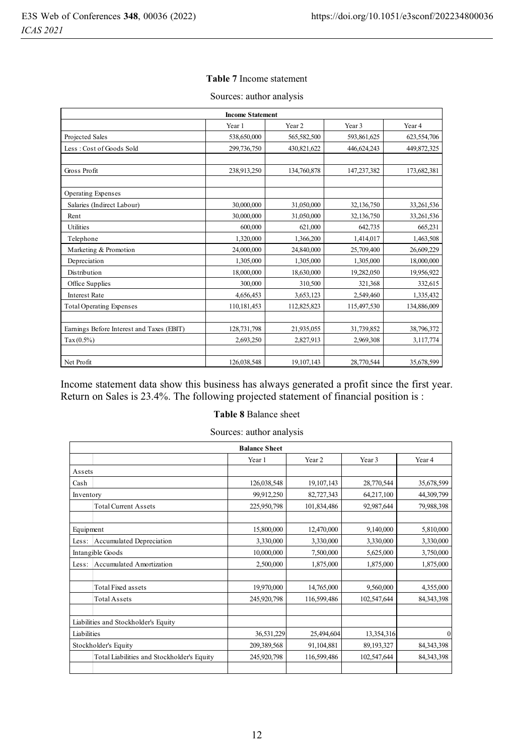**Table 7** Income statement

Sources: author analysis

| Income Statement | | | | |
|---|---|---|---|---|
| | Year 1 | Year 2 | Year 3 | Year 4 |
| Projected Sales | 538,650,000 | 565,582,500 | 593,861,625 | 623,554,706 |
| Less : Cost of Goods Sold | 299,736,750 | 430,821,622 | 446,624,243 | 449,872,325 |
| | | | | |
| Gross Profit | 238,913,250 | 134,760,878 | 147,237,382 | 173,682,381 |
| | | | | |
| Operating Expenses | | | | |
| Salaries (Indirect Labour) | 30,000,000 | 31,050,000 | 32,136,750 | 33,261,536 |
| Rent | 30,000,000 | 31,050,000 | 32,136,750 | 33,261,536 |
| Utilities | 600,000 | 621,000 | 642,735 | 665,231 |
| Telephone | 1,320,000 | 1,366,200 | 1,414,017 | 1,463,508 |
| Marketing & Promotion | 24,000,000 | 24,840,000 | 25,709,400 | 26,609,229 |
| Depreciation | 1,305,000 | 1,305,000 | 1,305,000 | 18,000,000 |
| Distribution | 18,000,000 | 18,630,000 | 19,282,050 | 19,956,922 |
| Office Supplies | 300,000 | 310,500 | 321,368 | 332,615 |
| Interest Rate | 4,656,453 | 3,653,123 | 2,549,460 | 1,335,432 |
| Total Operating Expenses | 110,181,453 | 112,825,823 | 115,497,530 | 134,886,009 |
| | | | | |
| Earnings Before Interest and Taxes (EBIT) | 128,731,798 | 21,935,055 | 31,739,852 | 38,796,372 |
| Tax (0.5%) | 2,693,250 | 2,827,913 | 2,969,308 | 3,117,774 |
| | | | | |
| Net Profit | 126,038,548 | 19,107,143 | 28,770,544 | 35,678,599 |

Income statement data show this business has always generated a profit since the first year. Return on Sales is 23.4%. The following projected statement of financial position is :

**Table 8** Balance sheet

Sources: author analysis

| Balance Sheet | | | | |
|---|---|---|---|---|
| | Year 1 | Year 2 | Year 3 | Year 4 |
| Assets | | | | |
| Cash | 126,038,548 | 19,107,143 | 28,770,544 | 35,678,599 |
| Inventory | 99,912,250 | 82,727,343 | 64,217,100 | 44,309,799 |
| Total Current Assets | 225,950,798 | 101,834,486 | 92,987,644 | 79,988,398 |
| | | | | |
| Equipment | 15,800,000 | 12,470,000 | 9,140,000 | 5,810,000 |
| Less: Accumulated Depreciation | 3,330,000 | 3,330,000 | 3,330,000 | 3,330,000 |
| Intangible Goods | 10,000,000 | 7,500,000 | 5,625,000 | 3,750,000 |
| Less: Accumulated Amortization | 2,500,000 | 1,875,000 | 1,875,000 | 1,875,000 |
| | | | | |
| Total Fixed assets | 19,970,000 | 14,765,000 | 9,560,000 | 4,355,000 |
| Total Assets | 245,920,798 | 116,599,486 | 102,547,644 | 84,343,398 |
| | | | | |
| Liabilities and Stockholder's Equity | | | | |
| Liabilities | 36,531,229 | 25,494,604 | 13,354,316 | 0 |
| Stockholder's Equity | 209,389,568 | 91,104,881 | 89,193,327 | 84,343,398 |
| Total Liabilities and Stockholder's Equity | 245,920,798 | 116,599,486 | 102,547,644 | 84,343,398 |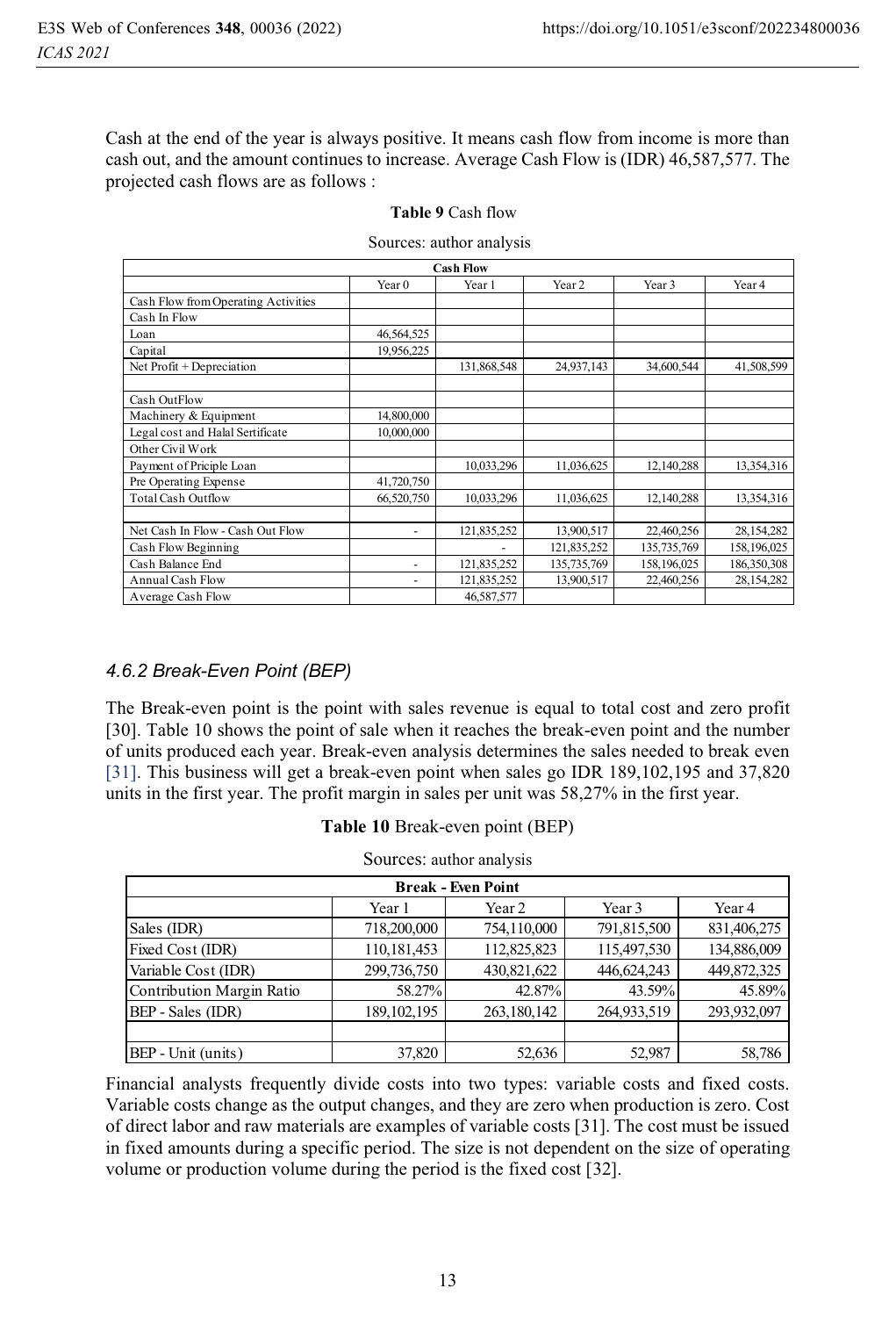Cash at the end of the year is always positive. It means cash flow from income is more than cash out, and the amount continues to increase. Average Cash Flow is (IDR) 46,587,577. The projected cash flows are as follows :

**Table 9** Cash flow

Sources: author analysis

| Cash Flow | | | | | |
|---|---|---|---|---|---|
| | Year 0 | Year 1 | Year 2 | Year 3 | Year 4 |
| Cash Flow from Operating Activities | | | | | |
| Cash In Flow | | | | | |
| Loan | 46,564,525 | | | | |
| Capital | 19,956,225 | | | | |
| Net Profit + Depreciation | | 131,868,548 | 24,937,143 | 34,600,544 | 41,508,599 |
| | | | | | |
| Cash OutFlow | | | | | |
| Machinery & Equipment | 14,800,000 | | | | |
| Legal cost and Halal Sertificate | 10,000,000 | | | | |
| Other Civil Work | | | | | |
| Payment of Priciple Loan | | 10,033,296 | 11,036,625 | 12,140,288 | 13,354,316 |
| Pre Operating Expense | 41,720,750 | | | | |
| Total Cash Outflow | 66,520,750 | 10,033,296 | 11,036,625 | 12,140,288 | 13,354,316 |
| | | | | | |
| Net Cash In Flow - Cash Out Flow | - | 121,835,252 | 13,900,517 | 22,460,256 | 28,154,282 |
| Cash Flow Beginning | | - | 121,835,252 | 135,735,769 | 158,196,025 |
| Cash Balance End | - | 121,835,252 | 135,735,769 | 158,196,025 | 186,350,308 |
| Annual Cash Flow | - | 121,835,252 | 13,900,517 | 22,460,256 | 28,154,282 |
| Average Cash Flow | | 46,587,577 | | | |

### *4.6.2 Break-Even Point (BEP)*

The Break-even point is the point with sales revenue is equal to total cost and zero profit [30]. Table 10 shows the point of sale when it reaches the break-even point and the number of units produced each year. Break-even analysis determines the sales needed to break even [31]. This business will get a break-even point when sales go IDR 189,102,195 and 37,820 units in the first year. The profit margin in sales per unit was 58,27% in the first year.

**Table 10** Break-even point (BEP)

Sources: author analysis

| Break - Even Point | | | | |
|---|---|---|---|---|
| | Year 1 | Year 2 | Year 3 | Year 4 |
| Sales (IDR) | 718,200,000 | 754,110,000 | 791,815,500 | 831,406,275 |
| Fixed Cost (IDR) | 110,181,453 | 112,825,823 | 115,497,530 | 134,886,009 |
| Variable Cost (IDR) | 299,736,750 | 430,821,622 | 446,624,243 | 449,872,325 |
| Contribution Margin Ratio | 58.27% | 42.87% | 43.59% | 45.89% |
| BEP - Sales (IDR) | 189,102,195 | 263,180,142 | 264,933,519 | 293,932,097 |
| | | | | |
| BEP - Unit (units) | 37,820 | 52,636 | 52,987 | 58,786 |

Financial analysts frequently divide costs into two types: variable costs and fixed costs. Variable costs change as the output changes, and they are zero when production is zero. Cost of direct labor and raw materials are examples of variable costs [31]. The cost must be issued in fixed amounts during a specific period. The size is not dependent on the size of operating volume or production volume during the period is the fixed cost [32].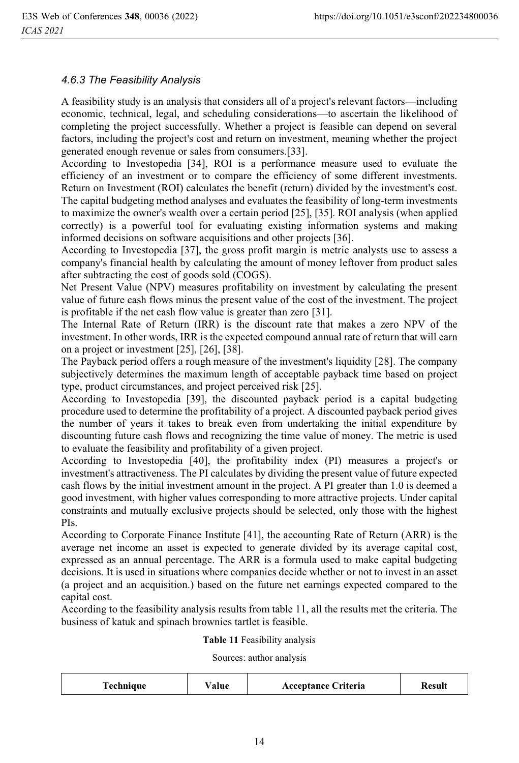### *4.6.3 The Feasibility Analysis*

A feasibility study is an analysis that considers all of a project's relevant factors—including economic, technical, legal, and scheduling considerations—to ascertain the likelihood of completing the project successfully. Whether a project is feasible can depend on several factors, including the project's cost and return on investment, meaning whether the project generated enough revenue or sales from consumers.[33].

According to Investopedia [34], ROI is a performance measure used to evaluate the efficiency of an investment or to compare the efficiency of some different investments. Return on Investment (ROI) calculates the benefit (return) divided by the investment's cost. The capital budgeting method analyses and evaluates the feasibility of long-term investments to maximize the owner's wealth over a certain period [25], [35]. ROI analysis (when applied correctly) is a powerful tool for evaluating existing information systems and making informed decisions on software acquisitions and other projects [36].

According to Investopedia [37], the gross profit margin is metric analysts use to assess a company's financial health by calculating the amount of money leftover from product sales after subtracting the cost of goods sold (COGS).

Net Present Value (NPV) measures profitability on investment by calculating the present value of future cash flows minus the present value of the cost of the investment. The project is profitable if the net cash flow value is greater than zero [31].

The Internal Rate of Return (IRR) is the discount rate that makes a zero NPV of the investment. In other words, IRR is the expected compound annual rate of return that will earn on a project or investment [25], [26], [38].

The Payback period offers a rough measure of the investment's liquidity [28]. The company subjectively determines the maximum length of acceptable payback time based on project type, product circumstances, and project perceived risk [25].

According to Investopedia [39], the discounted payback period is a capital budgeting procedure used to determine the profitability of a project. A discounted payback period gives the number of years it takes to break even from undertaking the initial expenditure by discounting future cash flows and recognizing the time value of money. The metric is used to evaluate the feasibility and profitability of a given project.

According to Investopedia [40], the profitability index (PI) measures a project's or investment's attractiveness. The PI calculates by dividing the present value of future expected cash flows by the initial investment amount in the project. A PI greater than 1.0 is deemed a good investment, with higher values corresponding to more attractive projects. Under capital constraints and mutually exclusive projects should be selected, only those with the highest PIs.

According to Corporate Finance Institute [41], the accounting Rate of Return (ARR) is the average net income an asset is expected to generate divided by its average capital cost, expressed as an annual percentage. The ARR is a formula used to make capital budgeting decisions. It is used in situations where companies decide whether or not to invest in an asset (a project and an acquisition.) based on the future net earnings expected compared to the capital cost.

According to the feasibility analysis results from table 11, all the results met the criteria. The business of katuk and spinach brownies tartlet is feasible.

**Table 11** Feasibility analysis

Sources: author analysis

| Technique | Value | Acceptance Criteria | Result |
|---|---|---|---|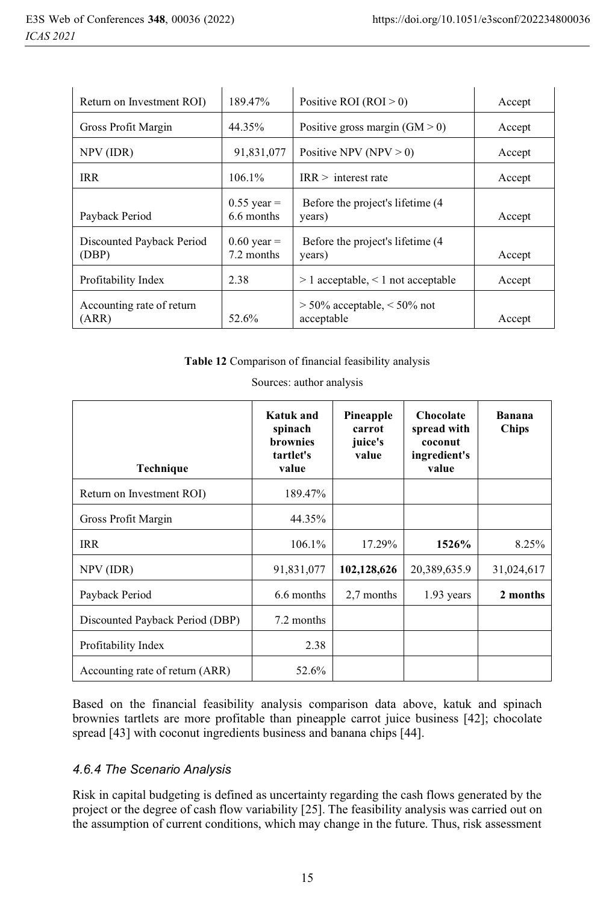| Return on Investment ROI) | 189.47% | Positive ROI (ROI > 0) | Accept |
|---|---|---|---|
| Gross Profit Margin | 44.35% | Positive gross margin (GM > 0) | Accept |
| NPV (IDR) | 91,831,077 | Positive NPV (NPV > 0) | Accept |
| IRR | 106.1% | IRR > interest rate | Accept |
| Payback Period | 0.55 year = 6.6 months | Before the project's lifetime (4 years) | Accept |
| Discounted Payback Period (DBP) | 0.60 year = 7.2 months | Before the project's lifetime (4 years) | Accept |
| Profitability Index | 2.38 | > 1 acceptable, < 1 not acceptable | Accept |
| Accounting rate of return (ARR) | 52.6% | > 50% acceptable, < 50% not acceptable | Accept |

**Table 12** Comparison of financial feasibility analysis

Sources: author analysis

| Technique | Katuk and spinach brownies tartlet's value | Pineapple carrot juice's value | Chocolate spread with coconut ingredient's value | Banana Chips |
|---|---|---|---|---|
| Return on Investment ROI) | 189.47% | | | |
| Gross Profit Margin | 44.35% | | | |
| IRR | 106.1% | 17.29% | **1526%** | 8.25% |
| NPV (IDR) | 91,831,077 | **102,128,626** | 20,389,635.9 | 31,024,617 |
| Payback Period | 6.6 months | 2,7 months | 1.93 years | **2 months** |
| Discounted Payback Period (DBP) | 7.2 months | | | |
| Profitability Index | 2.38 | | | |
| Accounting rate of return (ARR) | 52.6% | | | |

Based on the financial feasibility analysis comparison data above, katuk and spinach brownies tartlets are more profitable than pineapple carrot juice business [42]; chocolate spread [43] with coconut ingredients business and banana chips [44].

### *4.6.4 The Scenario Analysis*

Risk in capital budgeting is defined as uncertainty regarding the cash flows generated by the project or the degree of cash flow variability [25]. The feasibility analysis was carried out on the assumption of current conditions, which may change in the future. Thus, risk assessment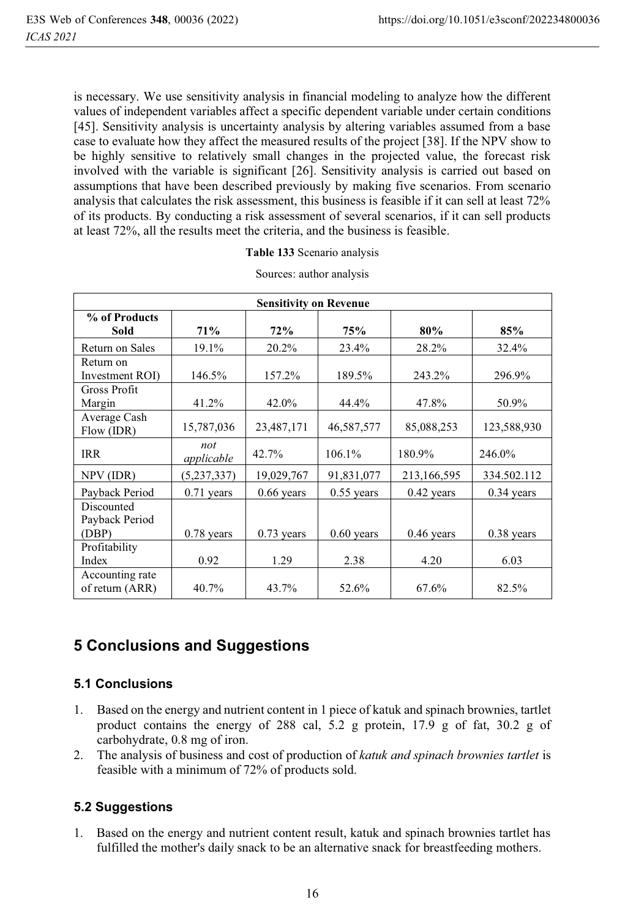is necessary. We use sensitivity analysis in financial modeling to analyze how the different values of independent variables affect a specific dependent variable under certain conditions [45]. Sensitivity analysis is uncertainty analysis by altering variables assumed from a base case to evaluate how they affect the measured results of the project [38]. If the NPV show to be highly sensitive to relatively small changes in the projected value, the forecast risk involved with the variable is significant [26]. Sensitivity analysis is carried out based on assumptions that have been described previously by making five scenarios. From scenario analysis that calculates the risk assessment, this business is feasible if it can sell at least 72% of its products. By conducting a risk assessment of several scenarios, if it can sell products at least 72%, all the results meet the criteria, and the business is feasible.

**Table 133** Scenario analysis

Sources: author analysis

| **Sensitivity on Revenue** | | | | | |
|---|---|---|---|---|---|
| **% of Products Sold** | **71%** | **72%** | **75%** | **80%** | **85%** |
| Return on Sales | 19.1% | 20.2% | 23.4% | 28.2% | 32.4% |
| Return on Investment ROI) | 146.5% | 157.2% | 189.5% | 243.2% | 296.9% |
| Gross Profit Margin | 41.2% | 42.0% | 44.4% | 47.8% | 50.9% |
| Average Cash Flow (IDR) | 15,787,036 | 23,487,171 | 46,587,577 | 85,088,253 | 123,588,930 |
| IRR | *not applicable* | 42.7% | 106.1% | 180.9% | 246.0% |
| NPV (IDR) | (5,237,337) | 19,029,767 | 91,831,077 | 213,166,595 | 334.502.112 |
| Payback Period | 0.71 years | 0.66 years | 0.55 years | 0.42 years | 0.34 years |
| Discounted Payback Period (DBP) | 0.78 years | 0.73 years | 0.60 years | 0.46 years | 0.38 years |
| Profitability Index | 0.92 | 1.29 | 2.38 | 4.20 | 6.03 |
| Accounting rate of return (ARR) | 40.7% | 43.7% | 52.6% | 67.6% | 82.5% |

## 5 Conclusions and Suggestions

### 5.1 Conclusions

1. Based on the energy and nutrient content in 1 piece of katuk and spinach brownies, tartlet product contains the energy of 288 cal, 5.2 g protein, 17.9 g of fat, 30.2 g of carbohydrate, 0.8 mg of iron.
2. The analysis of business and cost of production of *katuk and spinach brownies tartlet* is feasible with a minimum of 72% of products sold.

### 5.2 Suggestions

1. Based on the energy and nutrient content result, katuk and spinach brownies tartlet has fulfilled the mother's daily snack to be an alternative snack for breastfeeding mothers.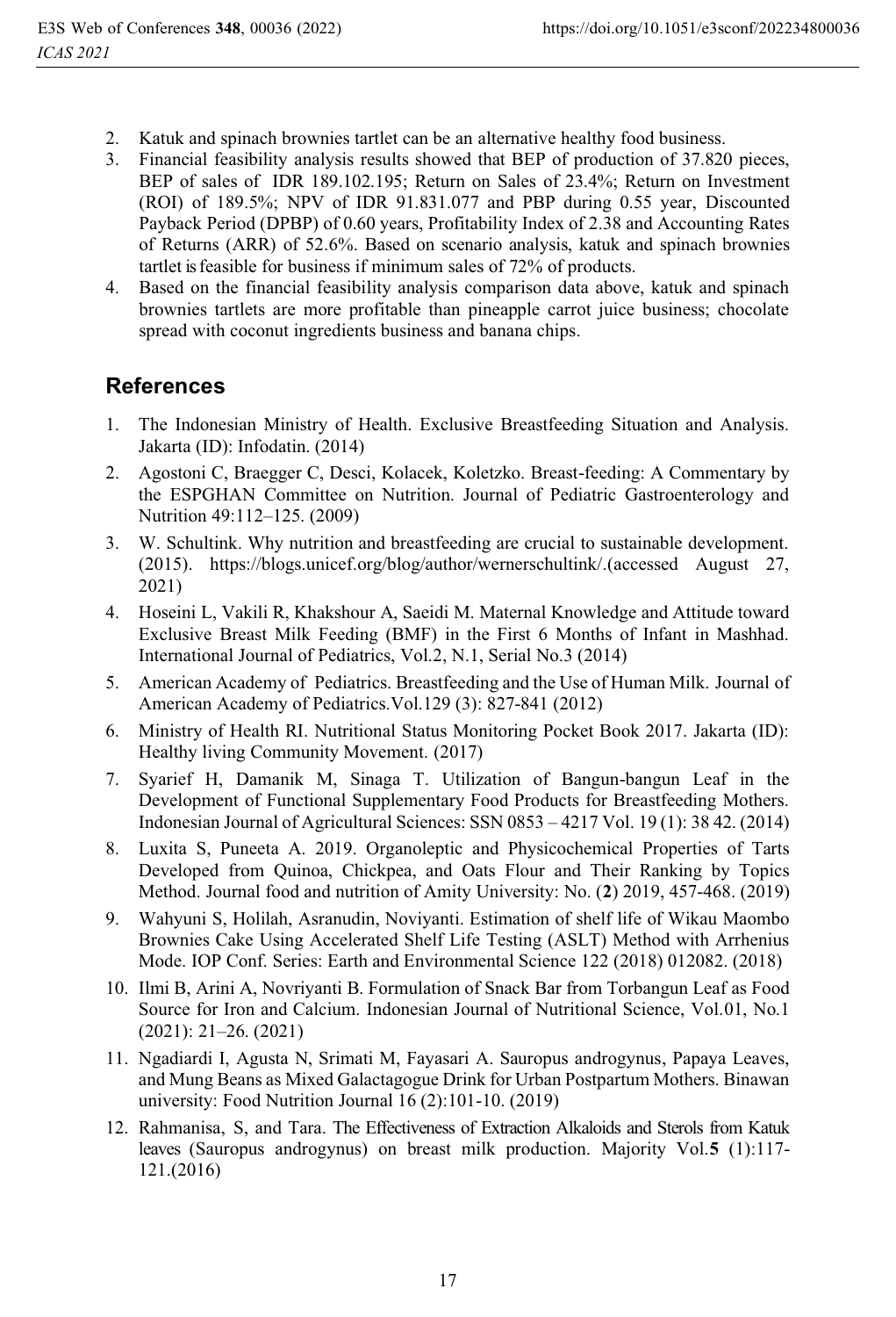2. Katuk and spinach brownies tartlet can be an alternative healthy food business.
3. Financial feasibility analysis results showed that BEP of production of 37.820 pieces, BEP of sales of IDR 189.102.195; Return on Sales of 23.4%; Return on Investment (ROI) of 189.5%; NPV of IDR 91.831.077 and PBP during 0.55 year, Discounted Payback Period (DPBP) of 0.60 years, Profitability Index of 2.38 and Accounting Rates of Returns (ARR) of 52.6%. Based on scenario analysis, katuk and spinach brownies tartlet is feasible for business if minimum sales of 72% of products.
4. Based on the financial feasibility analysis comparison data above, katuk and spinach brownies tartlets are more profitable than pineapple carrot juice business; chocolate spread with coconut ingredients business and banana chips.

## References

1. The Indonesian Ministry of Health. Exclusive Breastfeeding Situation and Analysis. Jakarta (ID): Infodatin. (2014)
2. Agostoni C, Braegger C, Desci, Kolacek, Koletzko. Breast-feeding: A Commentary by the ESPGHAN Committee on Nutrition. Journal of Pediatric Gastroenterology and Nutrition 49:112–125. (2009)
3. W. Schultink. Why nutrition and breastfeeding are crucial to sustainable development. (2015). https://blogs.unicef.org/blog/author/wernerschultink/.(accessed August 27, 2021)
4. Hoseini L, Vakili R, Khakshour A, Saeidi M. Maternal Knowledge and Attitude toward Exclusive Breast Milk Feeding (BMF) in the First 6 Months of Infant in Mashhad. International Journal of Pediatrics, Vol.2, N.1, Serial No.3 (2014)
5. American Academy of Pediatrics. Breastfeeding and the Use of Human Milk. Journal of American Academy of Pediatrics.Vol.129 (3): 827-841 (2012)
6. Ministry of Health RI. Nutritional Status Monitoring Pocket Book 2017. Jakarta (ID): Healthy living Community Movement. (2017)
7. Syarief H, Damanik M, Sinaga T. Utilization of Bangun-bangun Leaf in the Development of Functional Supplementary Food Products for Breastfeeding Mothers. Indonesian Journal of Agricultural Sciences: SSN 0853 – 4217 Vol. 19 (1): 38 42. (2014)
8. Luxita S, Puneeta A. 2019. Organoleptic and Physicochemical Properties of Tarts Developed from Quinoa, Chickpea, and Oats Flour and Their Ranking by Topics Method. Journal food and nutrition of Amity University: No. (**2**) 2019, 457-468. (2019)
9. Wahyuni S, Holilah, Asranudin, Noviyanti. Estimation of shelf life of Wikau Maombo Brownies Cake Using Accelerated Shelf Life Testing (ASLT) Method with Arrhenius Mode. IOP Conf. Series: Earth and Environmental Science 122 (2018) 012082. (2018)
10. Ilmi B, Arini A, Novriyanti B. Formulation of Snack Bar from Torbangun Leaf as Food Source for Iron and Calcium. Indonesian Journal of Nutritional Science, Vol.01, No.1 (2021): 21–26. (2021)
11. Ngadiardi I, Agusta N, Srimati M, Fayasari A. Sauropus androgynus, Papaya Leaves, and Mung Beans as Mixed Galactagogue Drink for Urban Postpartum Mothers. Binawan university: Food Nutrition Journal 16 (2):101-10. (2019)
12. Rahmanisa, S, and Tara. The Effectiveness of Extraction Alkaloids and Sterols from Katuk leaves (Sauropus androgynus) on breast milk production. Majority Vol.**5** (1):117-121.(2016)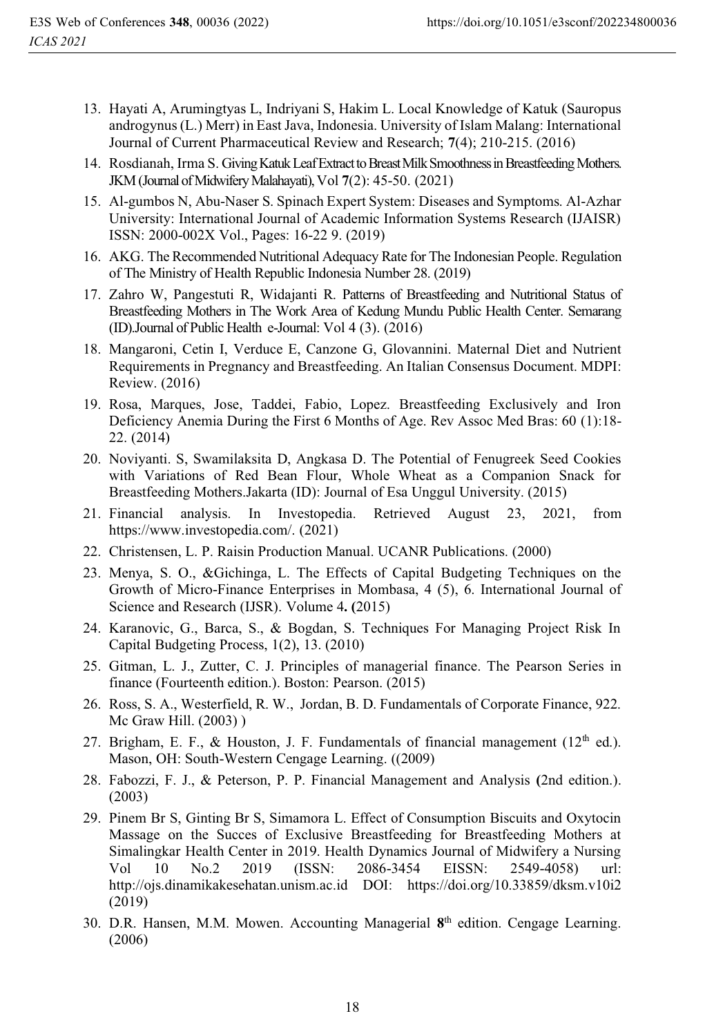13. Hayati A, Arumingtyas L, Indriyani S, Hakim L. Local Knowledge of Katuk (Sauropus androgynus (L.) Merr) in East Java, Indonesia. University of Islam Malang: International Journal of Current Pharmaceutical Review and Research; **7**(4); 210-215. (2016)
14. Rosdianah, Irma S. Giving Katuk Leaf Extract to Breast Milk Smoothness in Breastfeeding Mothers. JKM (Journal of Midwifery Malahayati), Vol **7**(2): 45-50. (2021)
15. Al-gumbos N, Abu-Naser S. Spinach Expert System: Diseases and Symptoms. Al-Azhar University: International Journal of Academic Information Systems Research (IJAISR) ISSN: 2000-002X Vol., Pages: 16-22 9. (2019)
16. AKG. The Recommended Nutritional Adequacy Rate for The Indonesian People. Regulation of The Ministry of Health Republic Indonesia Number 28. (2019)
17. Zahro W, Pangestuti R, Widajanti R. Patterns of Breastfeeding and Nutritional Status of Breastfeeding Mothers in The Work Area of Kedung Mundu Public Health Center. Semarang (ID).Journal of Public Health e-Journal: Vol 4 (3). (2016)
18. Mangaroni, Cetin I, Verduce E, Canzone G, Glovannini. Maternal Diet and Nutrient Requirements in Pregnancy and Breastfeeding. An Italian Consensus Document. MDPI: Review. (2016)
19. Rosa, Marques, Jose, Taddei, Fabio, Lopez. Breastfeeding Exclusively and Iron Deficiency Anemia During the First 6 Months of Age. Rev Assoc Med Bras: 60 (1):18-22. (2014)
20. Noviyanti. S, Swamilaksita D, Angkasa D. The Potential of Fenugreek Seed Cookies with Variations of Red Bean Flour, Whole Wheat as a Companion Snack for Breastfeeding Mothers.Jakarta (ID): Journal of Esa Unggul University. (2015)
21. Financial analysis. In Investopedia. Retrieved August 23, 2021, from https://www.investopedia.com/. (2021)
22. Christensen, L. P. Raisin Production Manual. UCANR Publications. (2000)
23. Menya, S. O., &Gichinga, L. The Effects of Capital Budgeting Techniques on the Growth of Micro-Finance Enterprises in Mombasa, 4 (5), 6. International Journal of Science and Research (IJSR). Volume 4**. (**2015)
24. Karanovic, G., Barca, S., & Bogdan, S. Techniques For Managing Project Risk In Capital Budgeting Process, 1(2), 13. (2010)
25. Gitman, L. J., Zutter, C. J. Principles of managerial finance. The Pearson Series in finance (Fourteenth edition.). Boston: Pearson. (2015)
26. Ross, S. A., Westerfield, R. W., Jordan, B. D. Fundamentals of Corporate Finance, 922. Mc Graw Hill. (2003) )
27. Brigham, E. F., & Houston, J. F. Fundamentals of financial management (12th ed.). Mason, OH: South-Western Cengage Learning. ((2009)
28. Fabozzi, F. J., & Peterson, P. P. Financial Management and Analysis **(**2nd edition.). (2003)
29. Pinem Br S, Ginting Br S, Simamora L. Effect of Consumption Biscuits and Oxytocin Massage on the Succes of Exclusive Breastfeeding for Breastfeeding Mothers at Simalingkar Health Center in 2019. Health Dynamics Journal of Midwifery a Nursing Vol 10 No.2 2019 (ISSN: 2086-3454 EISSN: 2549-4058) url: http://ojs.dinamikakesehatan.unism.ac.id DOI: https://doi.org/10.33859/dksm.v10i2 (2019)
30. D.R. Hansen, M.M. Mowen. Accounting Managerial **8**th edition. Cengage Learning. (2006)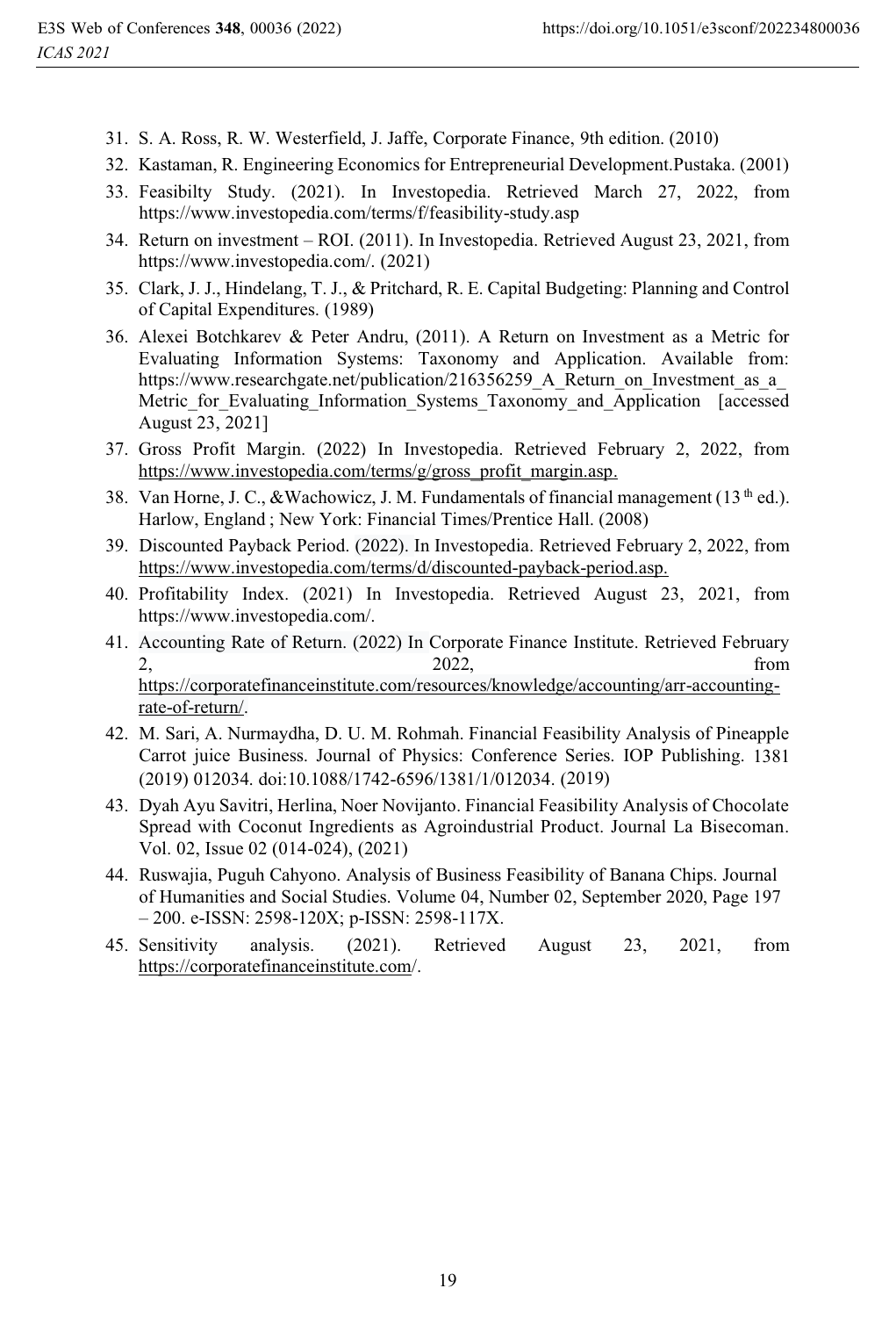31. S. A. Ross, R. W. Westerfield, J. Jaffe, Corporate Finance, 9th edition. (2010)
32. Kastaman, R. Engineering Economics for Entrepreneurial Development.Pustaka. (2001)
33. Feasibilty Study. (2021). In Investopedia. Retrieved March 27, 2022, from https://www.investopedia.com/terms/f/feasibility-study.asp
34. Return on investment – ROI. (2011). In Investopedia. Retrieved August 23, 2021, from https://www.investopedia.com/. (2021)
35. Clark, J. J., Hindelang, T. J., & Pritchard, R. E. Capital Budgeting: Planning and Control of Capital Expenditures. (1989)
36. Alexei Botchkarev & Peter Andru, (2011). A Return on Investment as a Metric for Evaluating Information Systems: Taxonomy and Application. Available from: https://www.researchgate.net/publication/216356259_A_Return_on_Investment_as_a_Metric_for_Evaluating_Information_Systems_Taxonomy_and_Application [accessed August 23, 2021]
37. Gross Profit Margin. (2022) In Investopedia. Retrieved February 2, 2022, from https://www.investopedia.com/terms/g/gross_profit_margin.asp.
38. Van Horne, J. C., &Wachowicz, J. M. Fundamentals of financial management (13 th ed.). Harlow, England ; New York: Financial Times/Prentice Hall. (2008)
39. Discounted Payback Period. (2022). In Investopedia. Retrieved February 2, 2022, from https://www.investopedia.com/terms/d/discounted-payback-period.asp.
40. Profitability Index. (2021) In Investopedia. Retrieved August 23, 2021, from https://www.investopedia.com/.
41. Accounting Rate of Return. (2022) In Corporate Finance Institute. Retrieved February 2, 2022, from https://corporatefinanceinstitute.com/resources/knowledge/accounting/arr-accounting-rate-of-return/.
42. M. Sari, A. Nurmaydha, D. U. M. Rohmah. Financial Feasibility Analysis of Pineapple Carrot juice Business. Journal of Physics: Conference Series. IOP Publishing. 1381 (2019) 012034. doi:10.1088/1742-6596/1381/1/012034. (2019)
43. Dyah Ayu Savitri, Herlina, Noer Novijanto. Financial Feasibility Analysis of Chocolate Spread with Coconut Ingredients as Agroindustrial Product. Journal La Bisecoman. Vol. 02, Issue 02 (014-024), (2021)
44. Ruswajia, Puguh Cahyono. Analysis of Business Feasibility of Banana Chips. Journal of Humanities and Social Studies. Volume 04, Number 02, September 2020, Page 197 – 200. e-ISSN: 2598-120X; p-ISSN: 2598-117X.
45. Sensitivity analysis. (2021). Retrieved August 23, 2021, from https://corporatefinanceinstitute.com/.